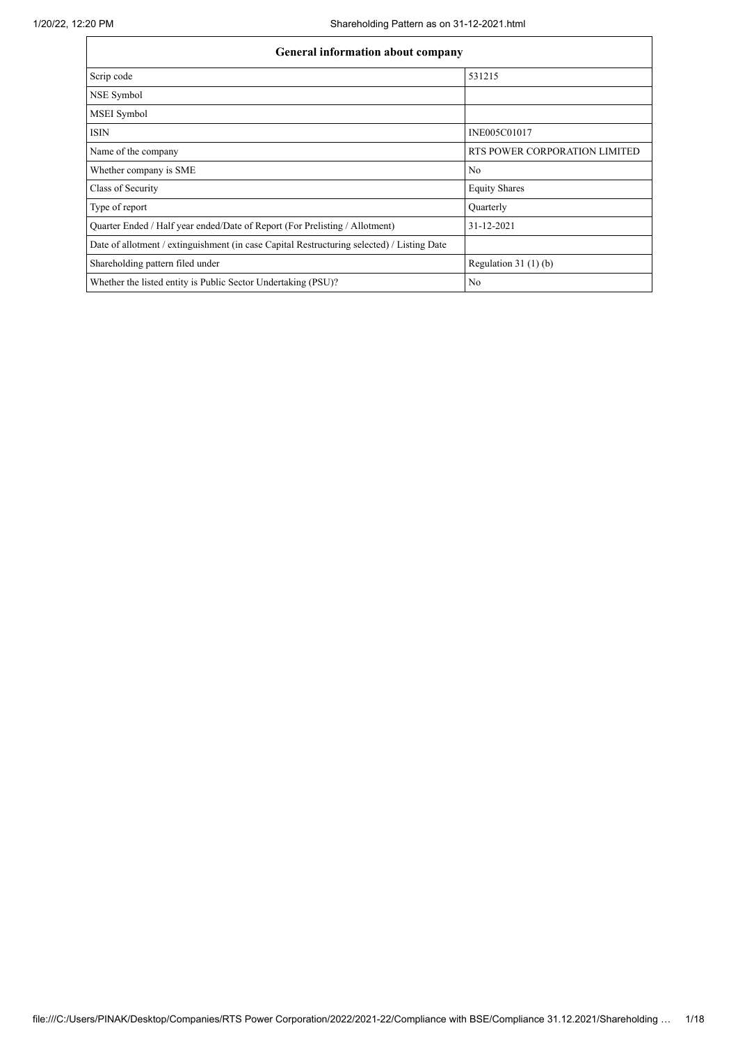| General information about company | |
|---|---|
| Scrip code | 531215 |
| NSE Symbol | |
| MSEI Symbol | |
| ISIN | INE005C01017 |
| Name of the company | RTS POWER CORPORATION LIMITED |
| Whether company is SME | No |
| Class of Security | Equity Shares |
| Type of report | Quarterly |
| Quarter Ended / Half year ended/Date of Report (For Prelisting / Allotment) | 31-12-2021 |
| Date of allotment / extinguishment (in case Capital Restructuring selected) / Listing Date | |
| Shareholding pattern filed under | Regulation 31 (1) (b) |
| Whether the listed entity is Public Sector Undertaking (PSU)? | No |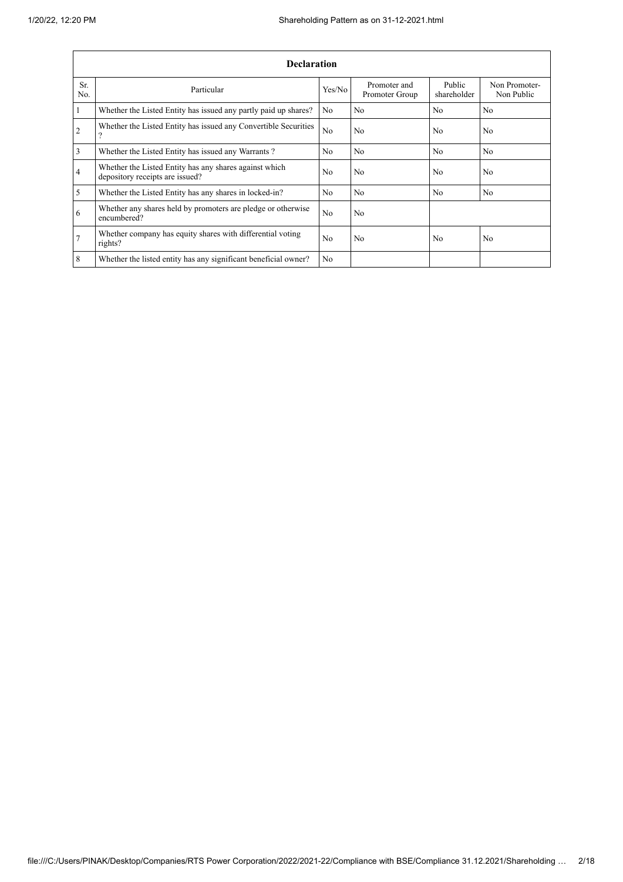| Declaration | | | | | |
|---|---|---|---|---|---|
| Sr. No. | Particular | Yes/No | Promoter and Promoter Group | Public shareholder | Non Promoter-Non Public |
| 1 | Whether the Listed Entity has issued any partly paid up shares? | No | No | No | No |
| 2 | Whether the Listed Entity has issued any Convertible Securities ? | No | No | No | No |
| 3 | Whether the Listed Entity has issued any Warrants ? | No | No | No | No |
| 4 | Whether the Listed Entity has any shares against which depository receipts are issued? | No | No | No | No |
| 5 | Whether the Listed Entity has any shares in locked-in? | No | No | No | No |
| 6 | Whether any shares held by promoters are pledge or otherwise encumbered? | No | No | | |
| 7 | Whether company has equity shares with differential voting rights? | No | No | No | No |
| 8 | Whether the listed entity has any significant beneficial owner? | No | | | |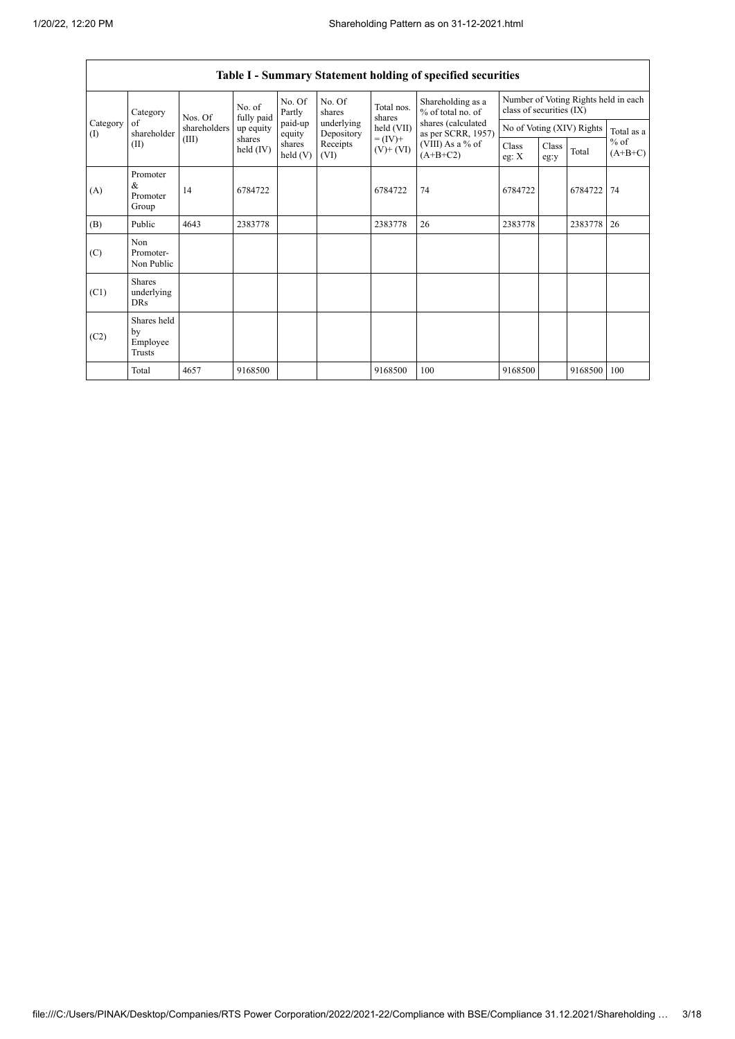| Table I - Summary Statement holding of specified securities | | | | | | | | | | | | |
|---|---|---|---|---|---|---|---|---|---|---|---|---|
| Category (I) | Category of shareholder (II) | Nos. Of shareholders (III) | No. of fully paid up equity shares held (IV) | No. Of Partly paid-up equity shares held (V) | No. Of shares underlying Depository Receipts (VI) | Total nos. shares held (VII) = (IV)+ (V)+ (VI) | Shareholding as a % of total no. of shares (calculated as per SCRR, 1957) (VIII) As a % of (A+B+C2) | Number of Voting Rights held in each class of securities (IX) | | | |
| | | | | | | | | No of Voting (XIV) Rights | | | Total as a % of (A+B+C) |
| | | | | | | | | Class eg: X | Class eg:y | Total | |
| (A) | Promoter & Promoter Group | 14 | 6784722 | | | 6784722 | 74 | 6784722 | | 6784722 | 74 |
| (B) | Public | 4643 | 2383778 | | | 2383778 | 26 | 2383778 | | 2383778 | 26 |
| (C) | Non Promoter- Non Public | | | | | | | | | | |
| (C1) | Shares underlying DRs | | | | | | | | | | |
| (C2) | Shares held by Employee Trusts | | | | | | | | | | |
| | Total | 4657 | 9168500 | | | 9168500 | 100 | 9168500 | | 9168500 | 100 |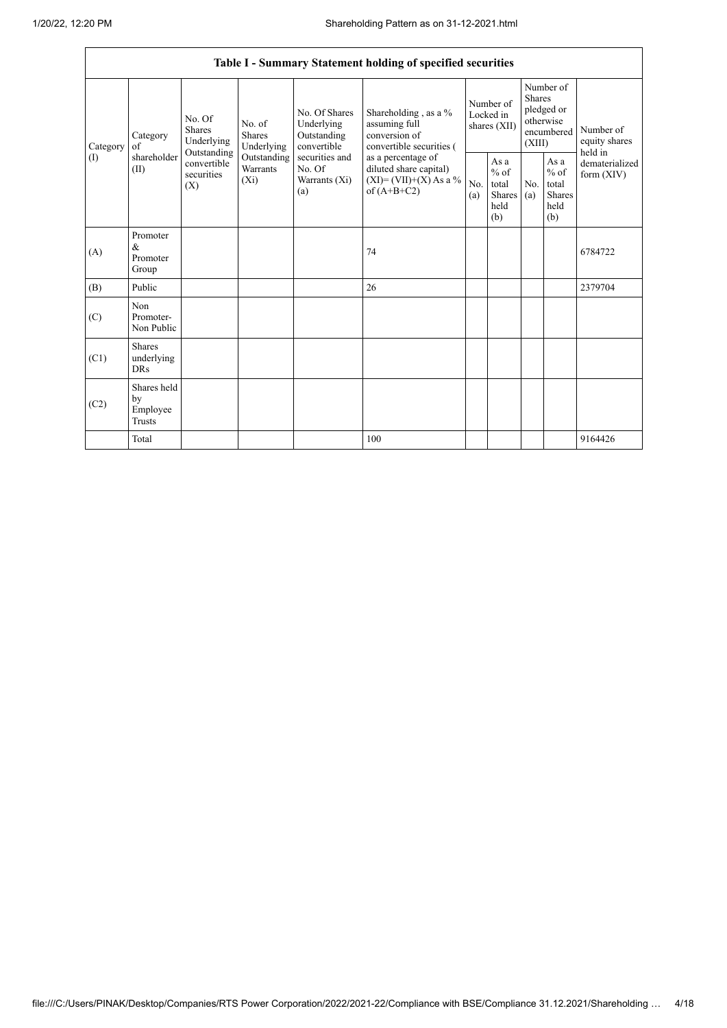## Table I - Summary Statement holding of specified securities

| Category (I) | Category of shareholder (II) | No. Of Shares Underlying Outstanding convertible securities (X) | No. of Shares Underlying Outstanding Warrants (Xi) | No. Of Shares Underlying Outstanding convertible securities and No. Of Warrants (Xi) (a) | Shareholding , as a % assuming full conversion of convertible securities ( as a percentage of diluted share capital) (XI)= (VII)+(X) As a % of (A+B+C2) | Number of Locked in shares (XII) | | Number of Shares pledged or otherwise encumbered (XIII) | | Number of equity shares held in dematerialized form (XIV) |
|---|---|---|---|---|---|---|---|---|---|---|
| | | | | | | No. (a) | As a % of total Shares held (b) | No. (a) | As a % of total Shares held (b) | |
| (A) | Promoter & Promoter Group | | | | 74 | | | | | 6784722 |
| (B) | Public | | | | 26 | | | | | 2379704 |
| (C) | Non Promoter- Non Public | | | | | | | | | |
| (C1) | Shares underlying DRs | | | | | | | | | |
| (C2) | Shares held by Employee Trusts | | | | | | | | | |
| | Total | | | | 100 | | | | | 9164426 |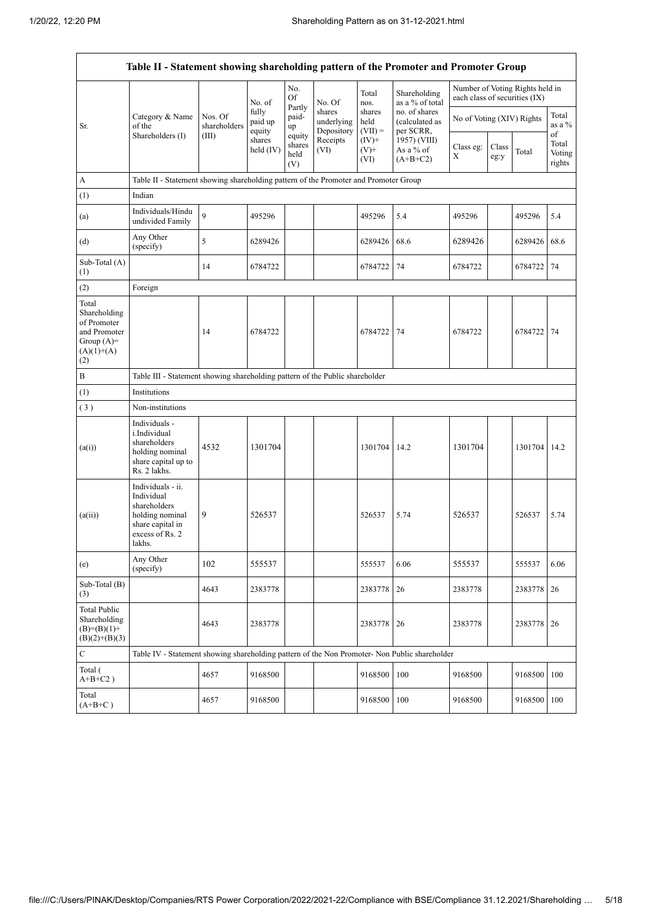| Table II - Statement showing shareholding pattern of the Promoter and Promoter Group | | | | | | | | | | | | |
|---|---|---|---|---|---|---|---|---|---|---|---|---|
| Sr. | Category & Name of the Shareholders (I) | Nos. Of shareholders (III) | No. of fully paid up equity shares held (IV) | No. Of Partly paid-up equity shares held (V) | No. Of shares underlying Depository Receipts (VI) | Total nos. shares held (VII) = (IV)+ (V)+ (VI) | Shareholding as a % of total no. of shares (calculated as per SCRR, 1957) (VIII) As a % of (A+B+C2) | Number of Voting Rights held in each class of securities (IX) | | | | |
| | | | | | | | | No of Voting (XIV) Rights | | | Total as a % of Total Voting rights |
| | | | | | | | | Class eg: X | Class eg:y | Total | |
| A | Table II - Statement showing shareholding pattern of the Promoter and Promoter Group | | | | | | | | | | | |
| (1) | Indian | | | | | | | | | | | |
| (a) | Individuals/Hindu undivided Family | 9 | 495296 | | | 495296 | 5.4 | 495296 | | 495296 | 5.4 |
| (d) | Any Other (specify) | 5 | 6289426 | | | 6289426 | 68.6 | 6289426 | | 6289426 | 68.6 |
| Sub-Total (A) (1) | | 14 | 6784722 | | | 6784722 | 74 | 6784722 | | 6784722 | 74 |
| (2) | Foreign | | | | | | | | | | | |
| Total Shareholding of Promoter and Promoter Group (A)= (A)(1)+(A) (2) | | 14 | 6784722 | | | 6784722 | 74 | 6784722 | | 6784722 | 74 |
| B | Table III - Statement showing shareholding pattern of the Public shareholder | | | | | | | | | | | |
| (1) | Institutions | | | | | | | | | | | |
| (3) | Non-institutions | | | | | | | | | | | |
| (a(i)) | Individuals - i.Individual shareholders holding nominal share capital up to Rs. 2 lakhs. | 4532 | 1301704 | | | 1301704 | 14.2 | 1301704 | | 1301704 | 14.2 |
| (a(ii)) | Individuals - ii. Individual shareholders holding nominal share capital in excess of Rs. 2 lakhs. | 9 | 526537 | | | 526537 | 5.74 | 526537 | | 526537 | 5.74 |
| (e) | Any Other (specify) | 102 | 555537 | | | 555537 | 6.06 | 555537 | | 555537 | 6.06 |
| Sub-Total (B) (3) | | 4643 | 2383778 | | | 2383778 | 26 | 2383778 | | 2383778 | 26 |
| Total Public Shareholding (B)=(B)(1)+ (B)(2)+(B)(3) | | 4643 | 2383778 | | | 2383778 | 26 | 2383778 | | 2383778 | 26 |
| C | Table IV - Statement showing shareholding pattern of the Non Promoter- Non Public shareholder | | | | | | | | | | | |
| Total ( A+B+C2 ) | | 4657 | 9168500 | | | 9168500 | 100 | 9168500 | | 9168500 | 100 |
| Total (A+B+C ) | | 4657 | 9168500 | | | 9168500 | 100 | 9168500 | | 9168500 | 100 |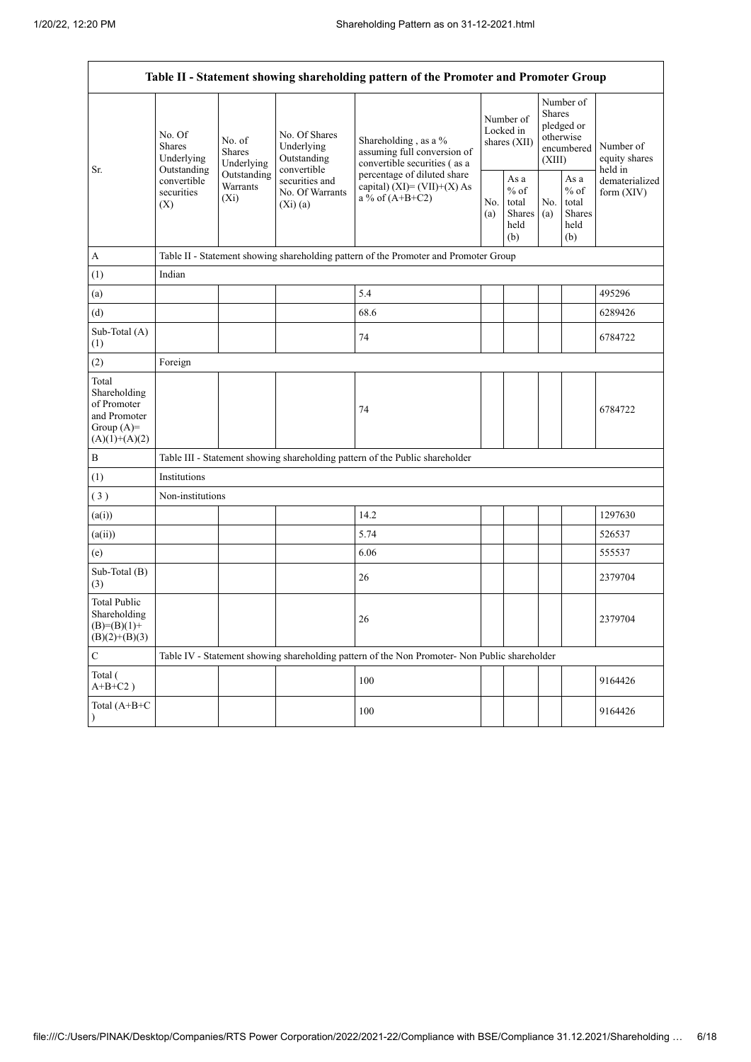| Table II - Statement showing shareholding pattern of the Promoter and Promoter Group | | | | | | | | | |
|---|---|---|---|---|---|---|---|---|---|
| Sr. | No. Of Shares Underlying Outstanding convertible securities (X) | No. of Shares Underlying Outstanding Warrants (Xi) | No. Of Shares Underlying Outstanding convertible securities and No. Of Warrants (Xi) (a) | Shareholding , as a % assuming full conversion of convertible securities ( as a percentage of diluted share capital) (XI)= (VII)+(X) As a % of (A+B+C2) | Number of Locked in shares (XII) | | Number of Shares pledged or otherwise encumbered (XIII) | | Number of equity shares held in dematerialized form (XIV) |
| | | | | | No. (a) | As a % of total Shares held (b) | No. (a) | As a % of total Shares held (b) | |
| A | Table II - Statement showing shareholding pattern of the Promoter and Promoter Group | | | | | | | | |
| (1) | Indian | | | | | | | | |
| (a) | | | | 5.4 | | | | | 495296 |
| (d) | | | | 68.6 | | | | | 6289426 |
| Sub-Total (A) (1) | | | | 74 | | | | | 6784722 |
| (2) | Foreign | | | | | | | | |
| Total Shareholding of Promoter and Promoter Group (A)= (A)(1)+(A)(2) | | | | 74 | | | | | 6784722 |
| B | Table III - Statement showing shareholding pattern of the Public shareholder | | | | | | | | |
| (1) | Institutions | | | | | | | | |
| ( 3 ) | Non-institutions | | | | | | | | |
| (a(i)) | | | | 14.2 | | | | | 1297630 |
| (a(ii)) | | | | 5.74 | | | | | 526537 |
| (e) | | | | 6.06 | | | | | 555537 |
| Sub-Total (B) (3) | | | | 26 | | | | | 2379704 |
| Total Public Shareholding (B)=(B)(1)+ (B)(2)+(B)(3) | | | | 26 | | | | | 2379704 |
| C | Table IV - Statement showing shareholding pattern of the Non Promoter- Non Public shareholder | | | | | | | | |
| Total ( A+B+C2 ) | | | | 100 | | | | | 9164426 |
| Total (A+B+C ) | | | | 100 | | | | | 9164426 |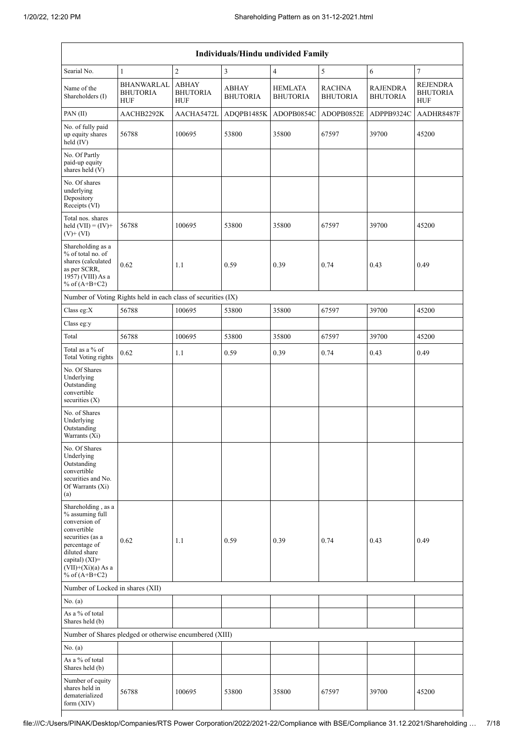| Individuals/Hindu undivided Family | | | | | | | |
|---|---|---|---|---|---|---|---|
| Searial No. | 1 | 2 | 3 | 4 | 5 | 6 | 7 |
| Name of the Shareholders (I) | BHANWARLAL BHUTORIA HUF | ABHAY BHUTORIA HUF | ABHAY BHUTORIA | HEMLATA BHUTORIA | RACHNA BHUTORIA | RAJENDRA BHUTORIA | REJENDRA BHUTORIA HUF |
| PAN (II) | AACHB2292K | AACHA5472L | ADQPB1485K | ADOPB0854C | ADOPB0852E | ADPPB9324C | AADHR8487F |
| No. of fully paid up equity shares held (IV) | 56788 | 100695 | 53800 | 35800 | 67597 | 39700 | 45200 |
| No. Of Partly paid-up equity shares held (V) | | | | | | | |
| No. Of shares underlying Depository Receipts (VI) | | | | | | | |
| Total nos. shares held (VII) = (IV)+ (V)+ (VI) | 56788 | 100695 | 53800 | 35800 | 67597 | 39700 | 45200 |
| Shareholding as a % of total no. of shares (calculated as per SCRR, 1957) (VIII) As a % of (A+B+C2) | 0.62 | 1.1 | 0.59 | 0.39 | 0.74 | 0.43 | 0.49 |
| Number of Voting Rights held in each class of securities (IX) | | | | | | | |
| Class eg:X | 56788 | 100695 | 53800 | 35800 | 67597 | 39700 | 45200 |
| Class eg:y | | | | | | | |
| Total | 56788 | 100695 | 53800 | 35800 | 67597 | 39700 | 45200 |
| Total as a % of Total Voting rights | 0.62 | 1.1 | 0.59 | 0.39 | 0.74 | 0.43 | 0.49 |
| No. Of Shares Underlying Outstanding convertible securities (X) | | | | | | | |
| No. of Shares Underlying Outstanding Warrants (Xi) | | | | | | | |
| No. Of Shares Underlying Outstanding convertible securities and No. Of Warrants (Xi) (a) | | | | | | | |
| Shareholding , as a % assuming full conversion of convertible securities (as a percentage of diluted share capital) (XI)= (VII)+(Xi)(a) As a % of (A+B+C2) | 0.62 | 1.1 | 0.59 | 0.39 | 0.74 | 0.43 | 0.49 |
| Number of Locked in shares (XII) | | | | | | | |
| No. (a) | | | | | | | |
| As a % of total Shares held (b) | | | | | | | |
| Number of Shares pledged or otherwise encumbered (XIII) | | | | | | | |
| No. (a) | | | | | | | |
| As a % of total Shares held (b) | | | | | | | |
| Number of equity shares held in dematerialized form (XIV) | 56788 | 100695 | 53800 | 35800 | 67597 | 39700 | 45200 |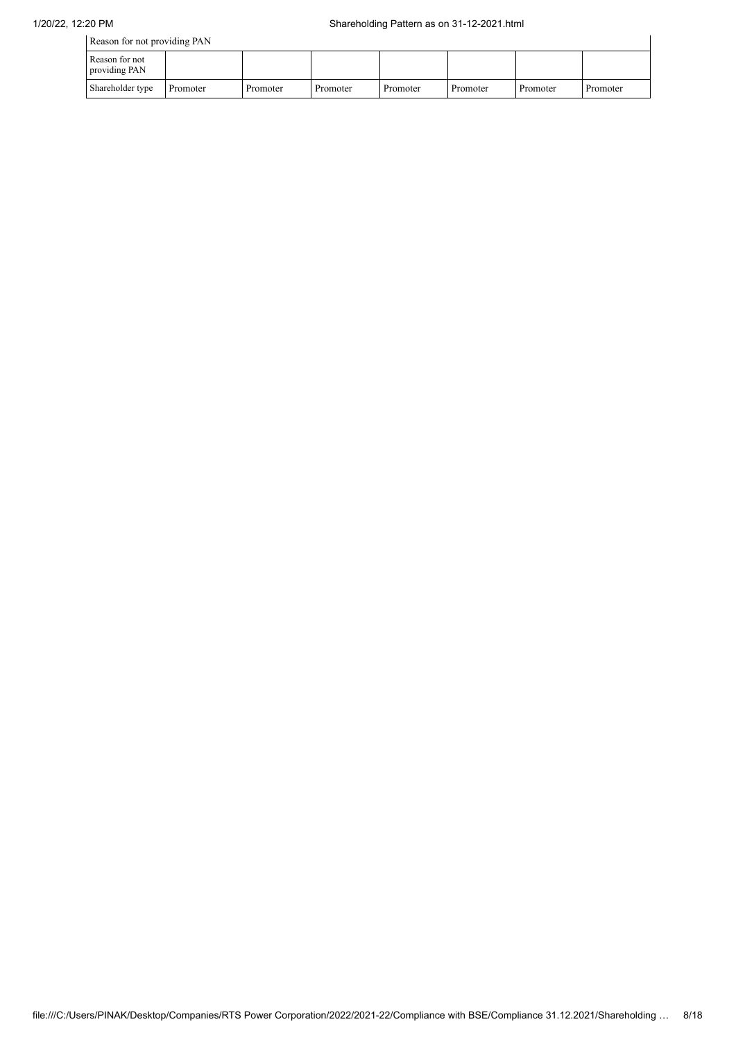| Reason for not providing PAN | | | | | | | |
|---|---|---|---|---|---|---|---|
| Reason for not providing PAN | | | | | | | |
| Shareholder type | Promoter | Promoter | Promoter | Promoter | Promoter | Promoter | Promoter |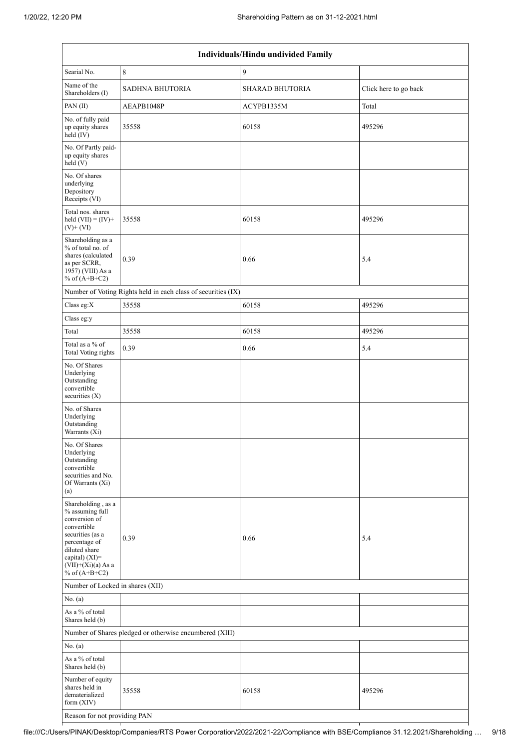| Individuals/Hindu undivided Family | | | |
|---|---|---|---|
| Searial No. | 8 | 9 | |
| Name of the Shareholders (I) | SADHNA BHUTORIA | SHARAD BHUTORIA | Click here to go back |
| PAN (II) | AEAPB1048P | ACYPB1335M | Total |
| No. of fully paid up equity shares held (IV) | 35558 | 60158 | 495296 |
| No. Of Partly paid-up equity shares held (V) | | | |
| No. Of shares underlying Depository Receipts (VI) | | | |
| Total nos. shares held (VII) = (IV)+(V)+ (VI) | 35558 | 60158 | 495296 |
| Shareholding as a % of total no. of shares (calculated as per SCRR, 1957) (VIII) As a % of (A+B+C2) | 0.39 | 0.66 | 5.4 |
| Number of Voting Rights held in each class of securities (IX) | | | |
| Class eg:X | 35558 | 60158 | 495296 |
| Class eg:y | | | |
| Total | 35558 | 60158 | 495296 |
| Total as a % of Total Voting rights | 0.39 | 0.66 | 5.4 |
| No. Of Shares Underlying Outstanding convertible securities (X) | | | |
| No. of Shares Underlying Outstanding Warrants (Xi) | | | |
| No. Of Shares Underlying Outstanding convertible securities and No. Of Warrants (Xi) (a) | | | |
| Shareholding , as a % assuming full conversion of convertible securities (as a percentage of diluted share capital) (XI)= (VII)+(Xi)(a) As a % of (A+B+C2) | 0.39 | 0.66 | 5.4 |
| Number of Locked in shares (XII) | | | |
| No. (a) | | | |
| As a % of total Shares held (b) | | | |
| Number of Shares pledged or otherwise encumbered (XIII) | | | |
| No. (a) | | | |
| As a % of total Shares held (b) | | | |
| Number of equity shares held in dematerialized form (XIV) | 35558 | 60158 | 495296 |
| Reason for not providing PAN | | | |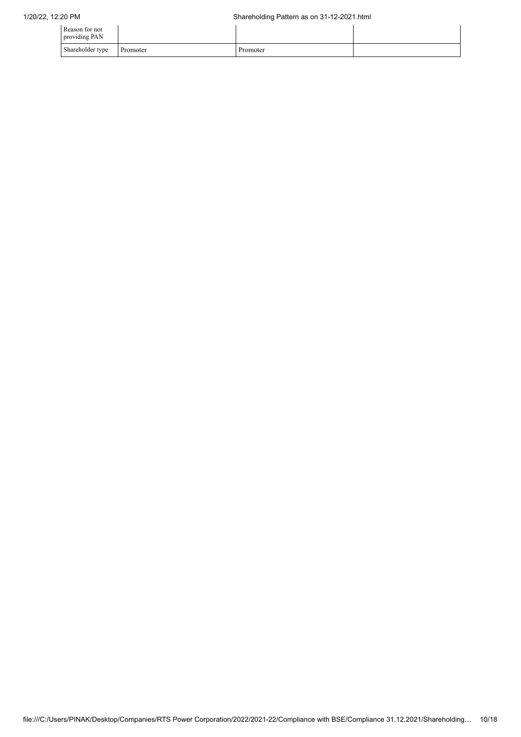| Reason for not providing PAN | | | |
|---|---|---|---|
| Shareholder type | Promoter | Promoter | |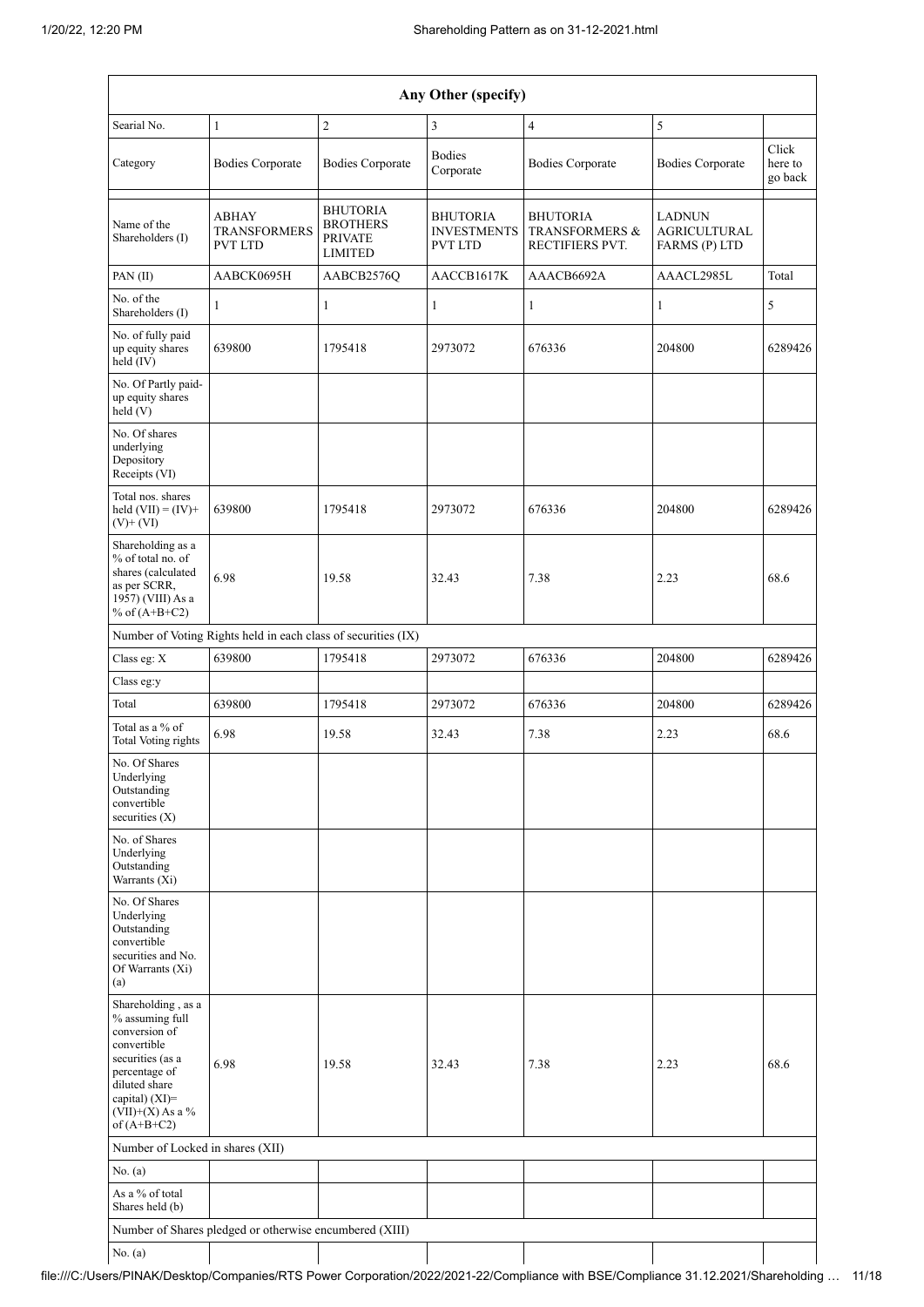| Any Other (specify) | | | | | | |
|---|---|---|---|---|---|---|
| Searial No. | 1 | 2 | 3 | 4 | 5 | |
| Category | Bodies Corporate | Bodies Corporate | Bodies Corporate | Bodies Corporate | Bodies Corporate | Click here to go back |
| Name of the Shareholders (I) | ABHAY TRANSFORMERS PVT LTD | BHUTORIA BROTHERS PRIVATE LIMITED | BHUTORIA INVESTMENTS PVT LTD | BHUTORIA TRANSFORMERS & RECTIFIERS PVT. | LADNUN AGRICULTURAL FARMS (P) LTD | |
| PAN (II) | AABCK0695H | AABCB2576Q | AACCB1617K | AAACB6692A | AAACL2985L | Total |
| No. of the Shareholders (I) | 1 | 1 | 1 | 1 | 1 | 5 |
| No. of fully paid up equity shares held (IV) | 639800 | 1795418 | 2973072 | 676336 | 204800 | 6289426 |
| No. Of Partly paid-up equity shares held (V) | | | | | | |
| No. Of shares underlying Depository Receipts (VI) | | | | | | |
| Total nos. shares held (VII) = (IV)+(V)+ (VI) | 639800 | 1795418 | 2973072 | 676336 | 204800 | 6289426 |
| Shareholding as a % of total no. of shares (calculated as per SCRR, 1957) (VIII) As a % of (A+B+C2) | 6.98 | 19.58 | 32.43 | 7.38 | 2.23 | 68.6 |
| Number of Voting Rights held in each class of securities (IX) | | | | | | |
| Class eg: X | 639800 | 1795418 | 2973072 | 676336 | 204800 | 6289426 |
| Class eg:y | | | | | | |
| Total | 639800 | 1795418 | 2973072 | 676336 | 204800 | 6289426 |
| Total as a % of Total Voting rights | 6.98 | 19.58 | 32.43 | 7.38 | 2.23 | 68.6 |
| No. Of Shares Underlying Outstanding convertible securities (X) | | | | | | |
| No. of Shares Underlying Outstanding Warrants (Xi) | | | | | | |
| No. Of Shares Underlying Outstanding convertible securities and No. Of Warrants (Xi) (a) | | | | | | |
| Shareholding , as a % assuming full conversion of convertible securities (as a percentage of diluted share capital) (XI)= (VII)+(X) As a % of (A+B+C2) | 6.98 | 19.58 | 32.43 | 7.38 | 2.23 | 68.6 |
| Number of Locked in shares (XII) | | | | | | |
| No. (a) | | | | | | |
| As a % of total Shares held (b) | | | | | | |
| Number of Shares pledged or otherwise encumbered (XIII) | | | | | | |
| No. (a) | | | | | | |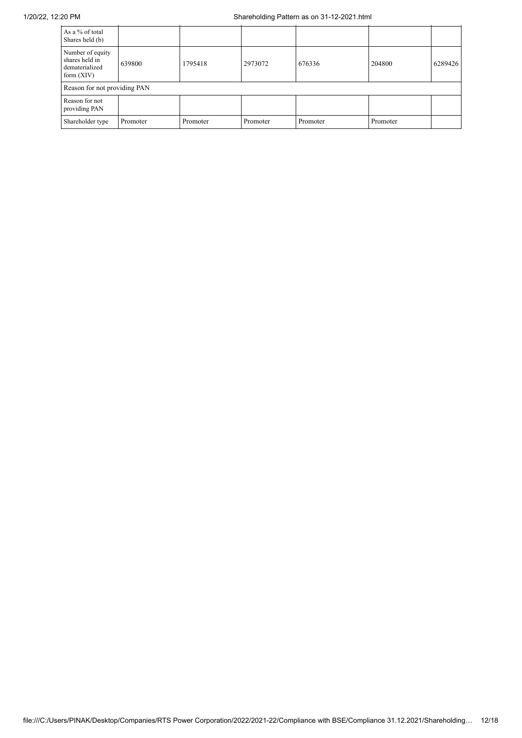| As a % of total Shares held (b) | | | | | | |
|---|---|---|---|---|---|---|
| Number of equity shares held in dematerialized form (XIV) | 639800 | 1795418 | 2973072 | 676336 | 204800 | 6289426 |
| Reason for not providing PAN | | | | | | |
| Reason for not providing PAN | | | | | | |
| Shareholder type | Promoter | Promoter | Promoter | Promoter | Promoter | |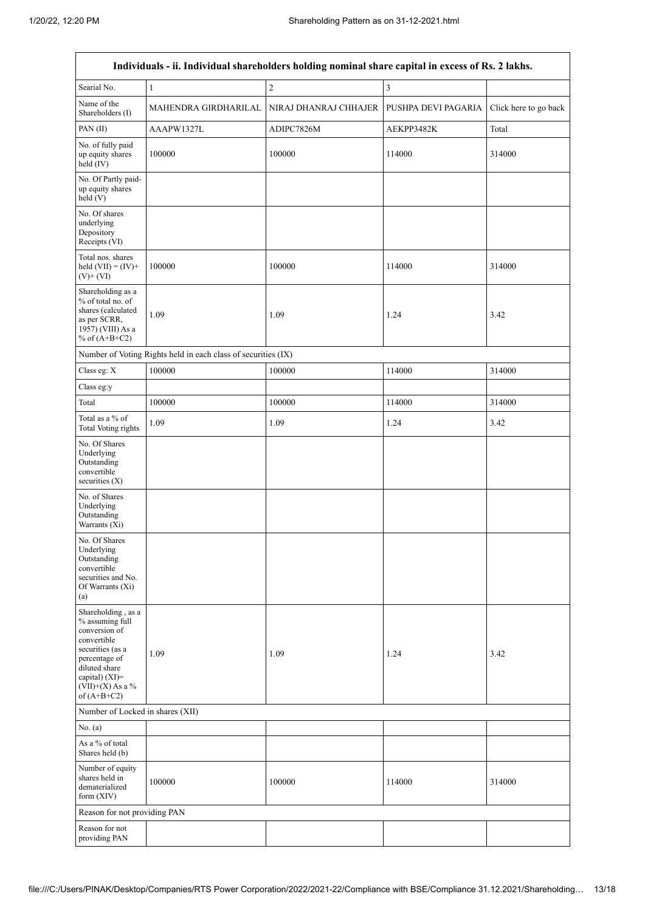| Individuals - ii. Individual shareholders holding nominal share capital in excess of Rs. 2 lakhs. | | | | |
|---|---|---|---|---|
| Searial No. | 1 | 2 | 3 | |
| Name of the Shareholders (I) | MAHENDRA GIRDHARILAL | NIRAJ DHANRAJ CHHAJER | PUSHPA DEVI PAGARIA | Click here to go back |
| PAN (II) | AAAPW1327L | ADIPC7826M | AEKPP3482K | Total |
| No. of fully paid up equity shares held (IV) | 100000 | 100000 | 114000 | 314000 |
| No. Of Partly paid-up equity shares held (V) | | | | |
| No. Of shares underlying Depository Receipts (VI) | | | | |
| Total nos. shares held (VII) = (IV)+ (V)+ (VI) | 100000 | 100000 | 114000 | 314000 |
| Shareholding as a % of total no. of shares (calculated as per SCRR, 1957) (VIII) As a % of (A+B+C2) | 1.09 | 1.09 | 1.24 | 3.42 |
| Number of Voting Rights held in each class of securities (IX) | | | | |
| Class eg: X | 100000 | 100000 | 114000 | 314000 |
| Class eg:y | | | | |
| Total | 100000 | 100000 | 114000 | 314000 |
| Total as a % of Total Voting rights | 1.09 | 1.09 | 1.24 | 3.42 |
| No. Of Shares Underlying Outstanding convertible securities (X) | | | | |
| No. of Shares Underlying Outstanding Warrants (Xi) | | | | |
| No. Of Shares Underlying Outstanding convertible securities and No. Of Warrants (Xi) (a) | | | | |
| Shareholding , as a % assuming full conversion of convertible securities (as a percentage of diluted share capital) (XI)= (VII)+(X) As a % of (A+B+C2) | 1.09 | 1.09 | 1.24 | 3.42 |
| Number of Locked in shares (XII) | | | | |
| No. (a) | | | | |
| As a % of total Shares held (b) | | | | |
| Number of equity shares held in dematerialized form (XIV) | 100000 | 100000 | 114000 | 314000 |
| Reason for not providing PAN | | | | |
| Reason for not providing PAN | | | | |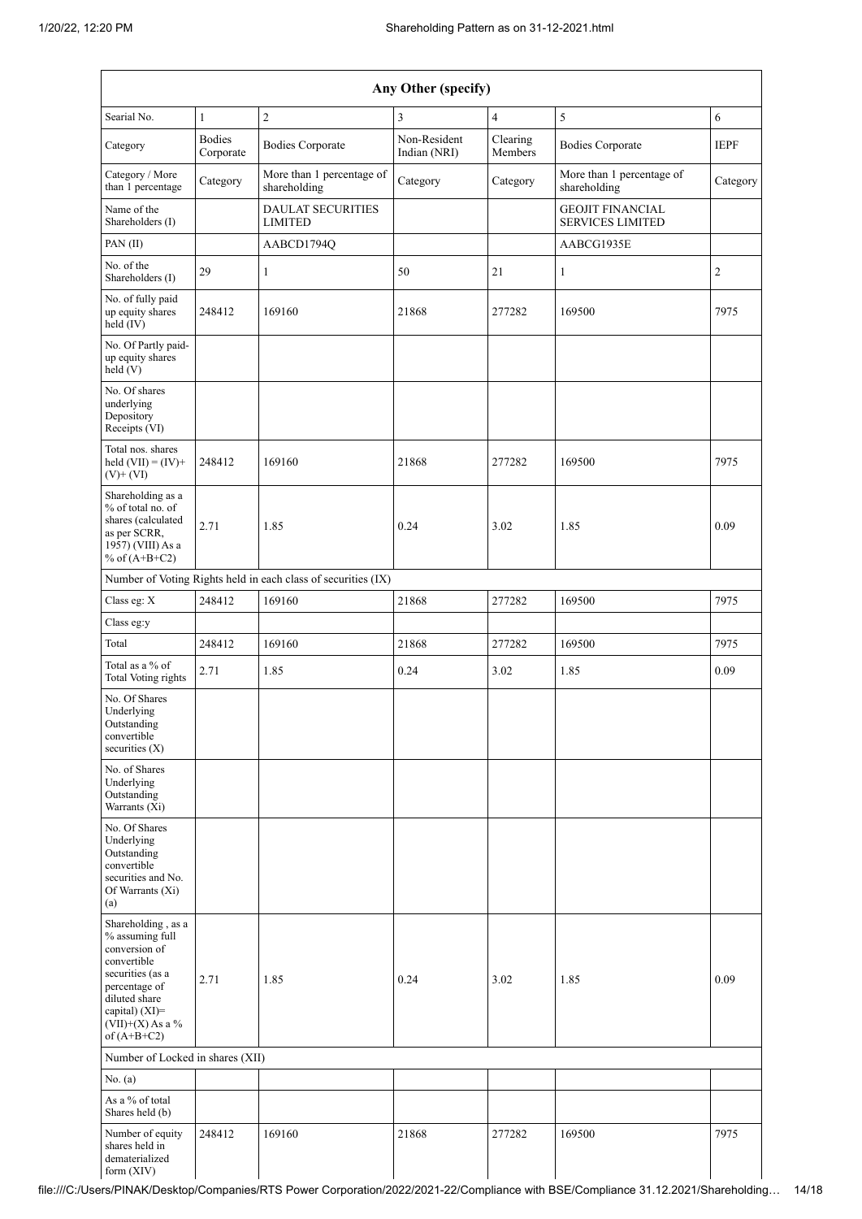| Any Other (specify) | | | | | | |
|---|---|---|---|---|---|---|
| Searial No. | 1 | 2 | 3 | 4 | 5 | 6 |
| Category | Bodies Corporate | Bodies Corporate | Non-Resident Indian (NRI) | Clearing Members | Bodies Corporate | IEPF |
| Category / More than 1 percentage | Category | More than 1 percentage of shareholding | Category | Category | More than 1 percentage of shareholding | Category |
| Name of the Shareholders (I) | | DAULAT SECURITIES LIMITED | | | GEOJIT FINANCIAL SERVICES LIMITED | |
| PAN (II) | | AABCD1794Q | | | AABCG1935E | |
| No. of the Shareholders (I) | 29 | 1 | 50 | 21 | 1 | 2 |
| No. of fully paid up equity shares held (IV) | 248412 | 169160 | 21868 | 277282 | 169500 | 7975 |
| No. Of Partly paid-up equity shares held (V) | | | | | | |
| No. Of shares underlying Depository Receipts (VI) | | | | | | |
| Total nos. shares held (VII) = (IV)+ (V)+ (VI) | 248412 | 169160 | 21868 | 277282 | 169500 | 7975 |
| Shareholding as a % of total no. of shares (calculated as per SCRR, 1957) (VIII) As a % of (A+B+C2) | 2.71 | 1.85 | 0.24 | 3.02 | 1.85 | 0.09 |
| Number of Voting Rights held in each class of securities (IX) | | | | | | |
| Class eg: X | 248412 | 169160 | 21868 | 277282 | 169500 | 7975 |
| Class eg:y | | | | | | |
| Total | 248412 | 169160 | 21868 | 277282 | 169500 | 7975 |
| Total as a % of Total Voting rights | 2.71 | 1.85 | 0.24 | 3.02 | 1.85 | 0.09 |
| No. Of Shares Underlying Outstanding convertible securities (X) | | | | | | |
| No. of Shares Underlying Outstanding Warrants (Xi) | | | | | | |
| No. Of Shares Underlying Outstanding convertible securities and No. Of Warrants (Xi) (a) | | | | | | |
| Shareholding , as a % assuming full conversion of convertible securities (as a percentage of diluted share capital) (XI)= (VII)+(X) As a % of (A+B+C2) | 2.71 | 1.85 | 0.24 | 3.02 | 1.85 | 0.09 |
| Number of Locked in shares (XII) | | | | | | |
| No. (a) | | | | | | |
| As a % of total Shares held (b) | | | | | | |
| Number of equity shares held in dematerialized form (XIV) | 248412 | 169160 | 21868 | 277282 | 169500 | 7975 |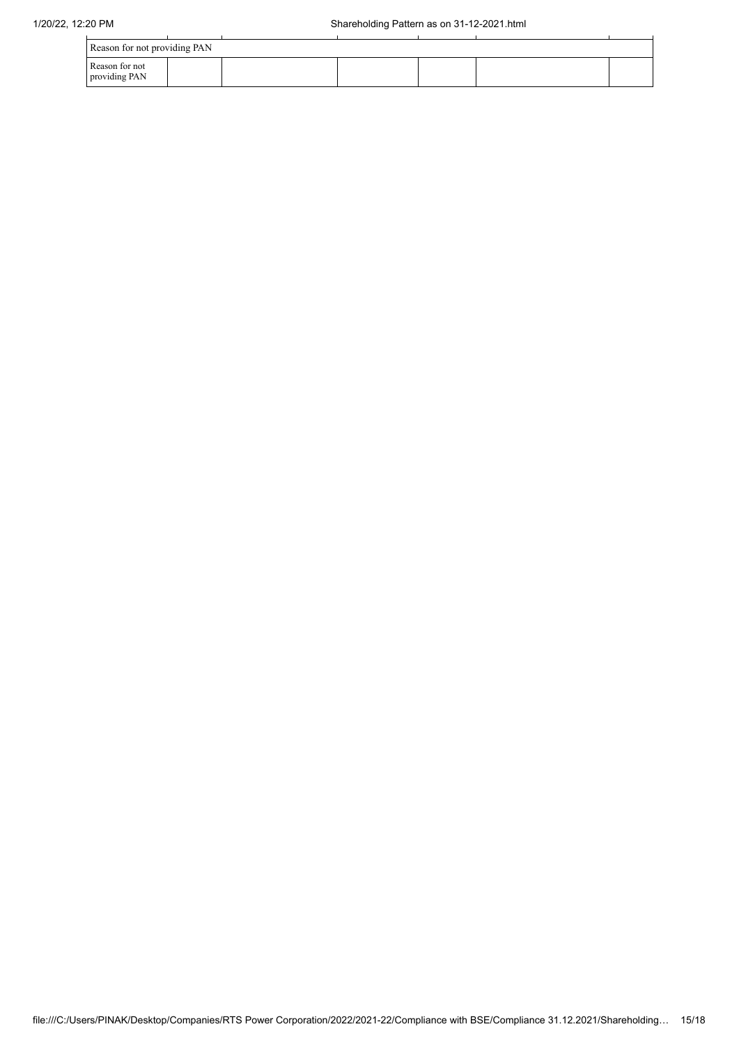| Reason for not providing PAN | | | | | | |
|---|---|---|---|---|---|---|
| Reason for not providing PAN | | | | | | |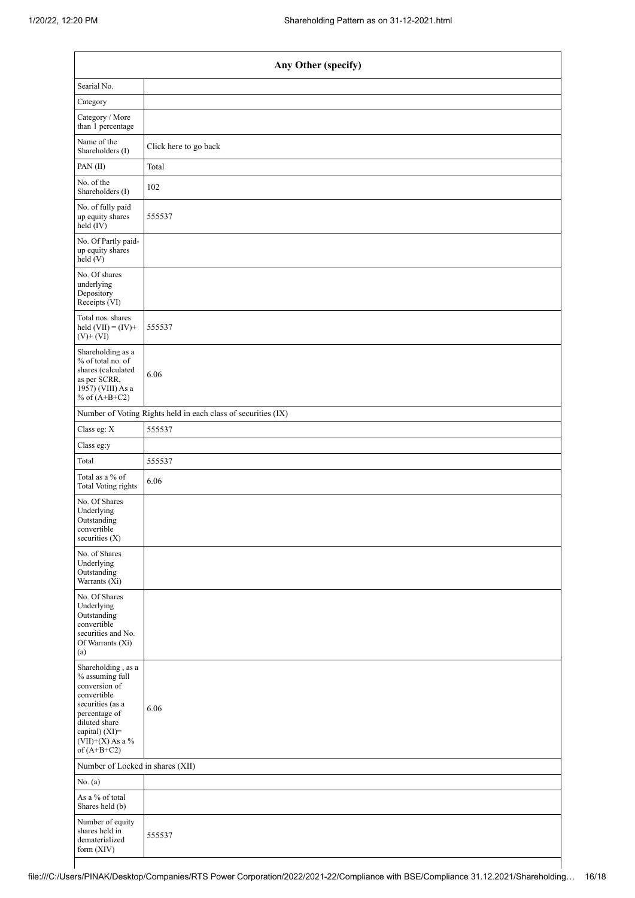| Any Other (specify) | |
|---|---|
| Searial No. | |
| Category | |
| Category / More than 1 percentage | |
| Name of the Shareholders (I) | Click here to go back |
| PAN (II) | Total |
| No. of the Shareholders (I) | 102 |
| No. of fully paid up equity shares held (IV) | 555537 |
| No. Of Partly paid-up equity shares held (V) | |
| No. Of shares underlying Depository Receipts (VI) | |
| Total nos. shares held (VII) = (IV)+ (V)+ (VI) | 555537 |
| Shareholding as a % of total no. of shares (calculated as per SCRR, 1957) (VIII) As a % of (A+B+C2) | 6.06 |
| Number of Voting Rights held in each class of securities (IX) | |
| Class eg: X | 555537 |
| Class eg:y | |
| Total | 555537 |
| Total as a % of Total Voting rights | 6.06 |
| No. Of Shares Underlying Outstanding convertible securities (X) | |
| No. of Shares Underlying Outstanding Warrants (Xi) | |
| No. Of Shares Underlying Outstanding convertible securities and No. Of Warrants (Xi) (a) | |
| Shareholding , as a % assuming full conversion of convertible securities (as a percentage of diluted share capital) (XI)= (VII)+(X) As a % of (A+B+C2) | 6.06 |
| Number of Locked in shares (XII) | |
| No. (a) | |
| As a % of total Shares held (b) | |
| Number of equity shares held in dematerialized form (XIV) | 555537 |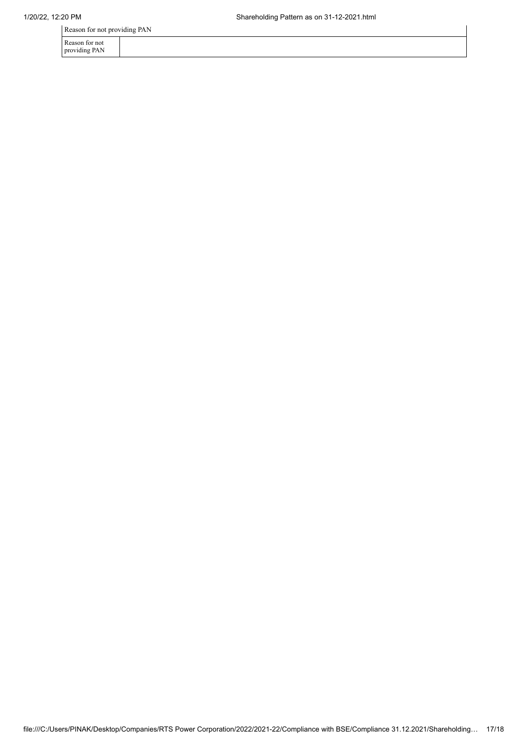| Reason for not providing PAN | |
|---|---|
| Reason for not providing PAN | |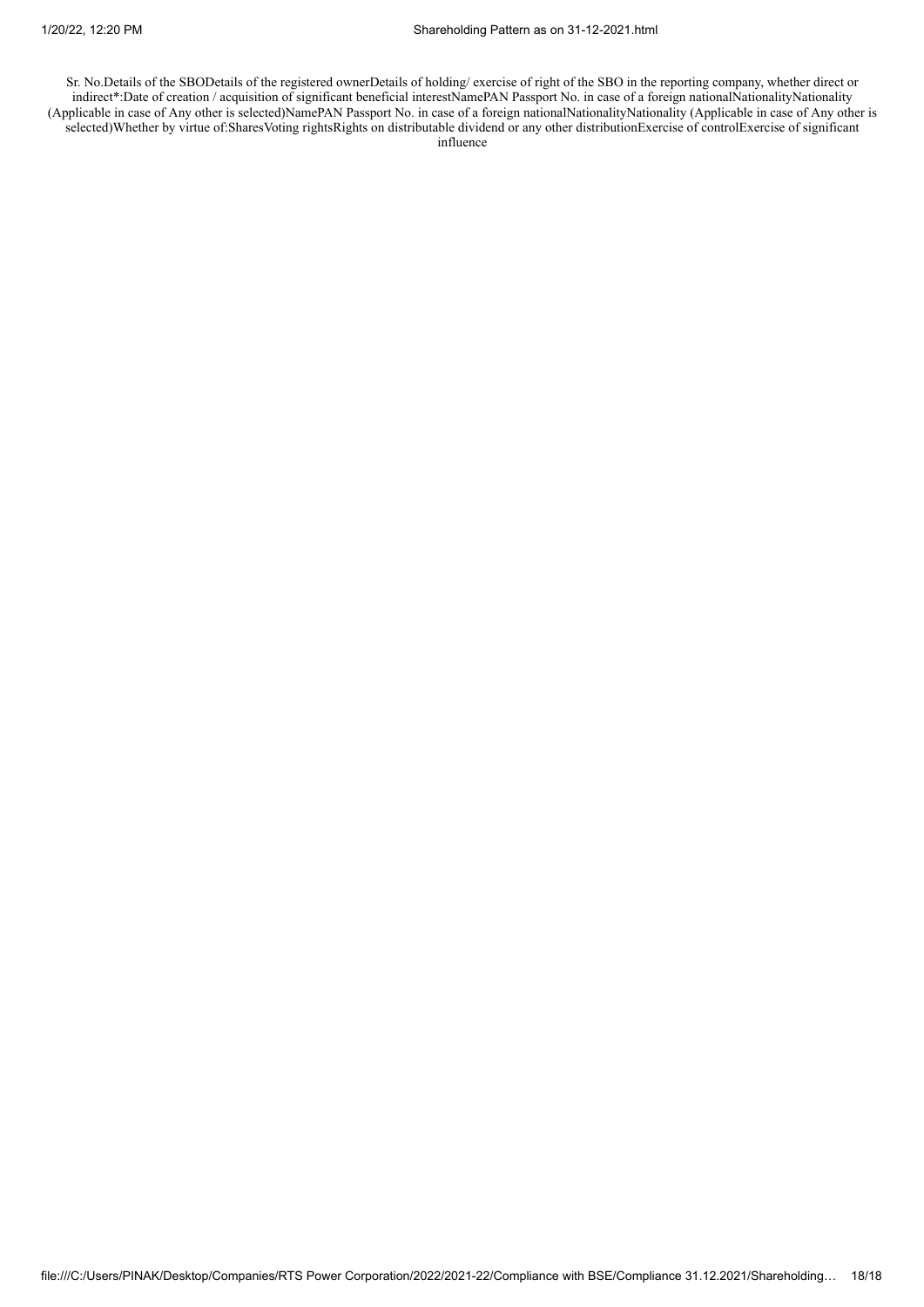Sr. No.Details of the SBODetails of the registered ownerDetails of holding/ exercise of right of the SBO in the reporting company, whether direct or indirect*:Date of creation / acquisition of significant beneficial interestNamePAN Passport No. in case of a foreign nationalNationalityNationality (Applicable in case of Any other is selected)NamePAN Passport No. in case of a foreign nationalNationalityNationality (Applicable in case of Any other is selected)Whether by virtue of:SharesVoting rightsRights on distributable dividend or any other distributionExercise of controlExercise of significant influence